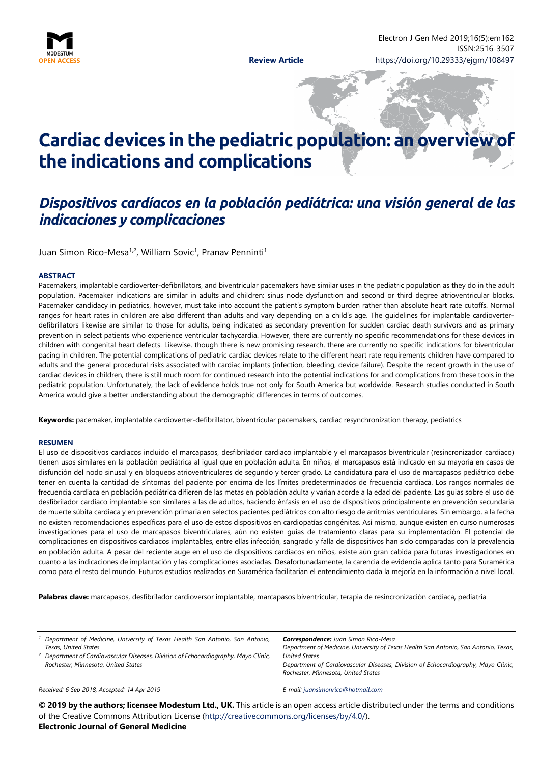Review Article

# Cardiac devices in the pediatric population: an overview of the indications and complications

## *Dispositivos cardíacos en la población pediátrica: una visión general de las indicaciones y complicaciones*

Juan Simon Rico-Mesa[1,2], William Sovic[1], Pranav Penninti[1]

### ABSTRACT

Pacemakers, implantable cardioverter-defibrillators, and biventricular pacemakers have similar uses in the pediatric population as they do in the adult population. Pacemaker indications are similar in adults and children: sinus node dysfunction and second or third degree atrioventricular blocks. Pacemaker candidacy in pediatrics, however, must take into account the patient's symptom burden rather than absolute heart rate cutoffs. Normal ranges for heart rates in children are also different than adults and vary depending on a child's age. The guidelines for implantable cardioverter-defibrillators likewise are similar to those for adults, being indicated as secondary prevention for sudden cardiac death survivors and as primary prevention in select patients who experience ventricular tachycardia. However, there are currently no specific recommendations for these devices in children with congenital heart defects. Likewise, though there is new promising research, there are currently no specific indications for biventricular pacing in children. The potential complications of pediatric cardiac devices relate to the different heart rate requirements children have compared to adults and the general procedural risks associated with cardiac implants (infection, bleeding, device failure). Despite the recent growth in the use of cardiac devices in children, there is still much room for continued research into the potential indications for and complications from these tools in the pediatric population. Unfortunately, the lack of evidence holds true not only for South America but worldwide. Research studies conducted in South America would give a better understanding about the demographic differences in terms of outcomes.

**Keywords:** pacemaker, implantable cardioverter-defibrillator, biventricular pacemakers, cardiac resynchronization therapy, pediatrics

### RESUMEN

El uso de dispositivos cardiacos incluido el marcapasos, desfibrilador cardiaco implantable y el marcapasos biventricular (resincronizador cardiaco) tienen usos similares en la población pediátrica al igual que en población adulta. En niños, el marcapasos está indicado en su mayoría en casos de disfunción del nodo sinusal y en bloqueos atrioventriculares de segundo y tercer grado. La candidatura para el uso de marcapasos pediátrico debe tener en cuenta la cantidad de síntomas del paciente por encima de los límites predeterminados de frecuencia cardiaca. Los rangos normales de frecuencia cardiaca en población pediátrica difieren de las metas en población adulta y varían acorde a la edad del paciente. Las guías sobre el uso de desfibrilador cardiaco implantable son similares a las de adultos, haciendo énfasis en el uso de dispositivos principalmente en prevención secundaria de muerte súbita cardiaca y en prevención primaria en selectos pacientes pediátricos con alto riesgo de arritmias ventriculares. Sin embargo, a la fecha no existen recomendaciones específicas para el uso de estos dispositivos en cardiopatías congénitas. Así mismo, aunque existen en curso numerosas investigaciones para el uso de marcapasos biventriculares, aún no existen guías de tratamiento claras para su implementación. El potencial de complicaciones en dispositivos cardiacos implantables, entre ellas infección, sangrado y falla de dispositivos han sido comparadas con la prevalencia en población adulta. A pesar del reciente auge en el uso de dispositivos cardiacos en niños, existe aún gran cabida para futuras investigaciones en cuanto a las indicaciones de implantación y las complicaciones asociadas. Desafortunadamente, la carencia de evidencia aplica tanto para Suramérica como para el resto del mundo. Futuros estudios realizados en Suramérica facilitarían el entendimiento dada la mejoría en la información a nivel local.

**Palabras clave:** marcapasos, desfibrilador cardioversor implantable, marcapasos biventricular, terapia de resincronización cardíaca, pediatría

*[1] Department of Medicine, University of Texas Health San Antonio, San Antonio, Texas, United States*
*[2] Department of Cardiovascular Diseases, Division of Echocardiography, Mayo Clinic, Rochester, Minnesota, United States*

***Correspondence:** Juan Simon Rico-Mesa*
*Department of Medicine, University of Texas Health San Antonio, San Antonio, Texas, United States*
*Department of Cardiovascular Diseases, Division of Echocardiography, Mayo Clinic, Rochester, Minnesota, United States*
*E-mail: juansimonrico@hotmail.com*

*Received: 6 Sep 2018, Accepted: 14 Apr 2019*

**© 2019 by the authors; licensee Modestum Ltd., UK.** This article is an open access article distributed under the terms and conditions of the Creative Commons Attribution License (http://creativecommons.org/licenses/by/4.0/).
**Electronic Journal of General Medicine**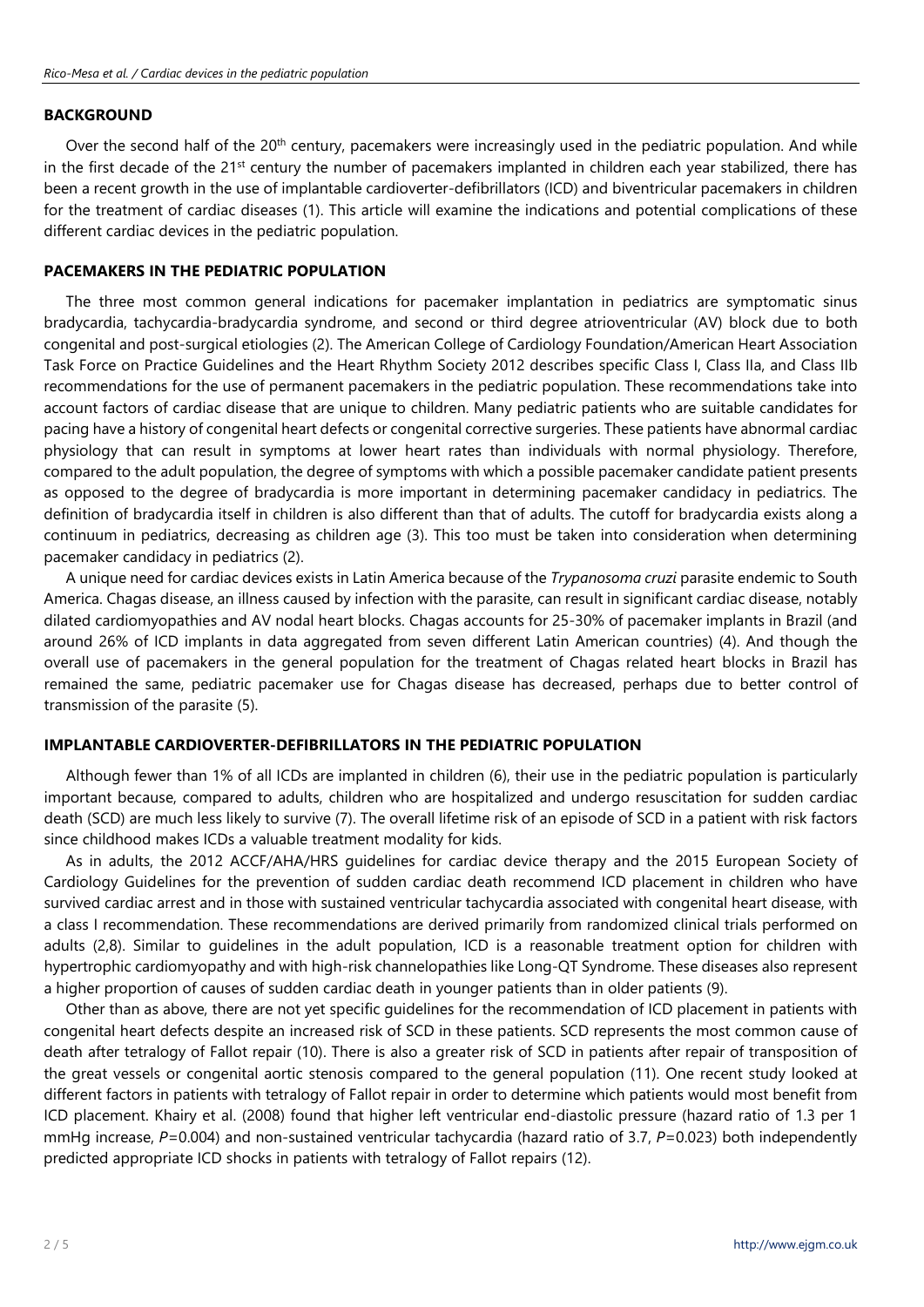## BACKGROUND

Over the second half of the 20th century, pacemakers were increasingly used in the pediatric population. And while in the first decade of the 21st century the number of pacemakers implanted in children each year stabilized, there has been a recent growth in the use of implantable cardioverter-defibrillators (ICD) and biventricular pacemakers in children for the treatment of cardiac diseases (1). This article will examine the indications and potential complications of these different cardiac devices in the pediatric population.

## PACEMAKERS IN THE PEDIATRIC POPULATION

The three most common general indications for pacemaker implantation in pediatrics are symptomatic sinus bradycardia, tachycardia-bradycardia syndrome, and second or third degree atrioventricular (AV) block due to both congenital and post-surgical etiologies (2). The American College of Cardiology Foundation/American Heart Association Task Force on Practice Guidelines and the Heart Rhythm Society 2012 describes specific Class I, Class IIa, and Class IIb recommendations for the use of permanent pacemakers in the pediatric population. These recommendations take into account factors of cardiac disease that are unique to children. Many pediatric patients who are suitable candidates for pacing have a history of congenital heart defects or congenital corrective surgeries. These patients have abnormal cardiac physiology that can result in symptoms at lower heart rates than individuals with normal physiology. Therefore, compared to the adult population, the degree of symptoms with which a possible pacemaker candidate patient presents as opposed to the degree of bradycardia is more important in determining pacemaker candidacy in pediatrics. The definition of bradycardia itself in children is also different than that of adults. The cutoff for bradycardia exists along a continuum in pediatrics, decreasing as children age (3). This too must be taken into consideration when determining pacemaker candidacy in pediatrics (2).

A unique need for cardiac devices exists in Latin America because of the *Trypanosoma cruzi* parasite endemic to South America. Chagas disease, an illness caused by infection with the parasite, can result in significant cardiac disease, notably dilated cardiomyopathies and AV nodal heart blocks. Chagas accounts for 25-30% of pacemaker implants in Brazil (and around 26% of ICD implants in data aggregated from seven different Latin American countries) (4). And though the overall use of pacemakers in the general population for the treatment of Chagas related heart blocks in Brazil has remained the same, pediatric pacemaker use for Chagas disease has decreased, perhaps due to better control of transmission of the parasite (5).

## IMPLANTABLE CARDIOVERTER-DEFIBRILLATORS IN THE PEDIATRIC POPULATION

Although fewer than 1% of all ICDs are implanted in children (6), their use in the pediatric population is particularly important because, compared to adults, children who are hospitalized and undergo resuscitation for sudden cardiac death (SCD) are much less likely to survive (7). The overall lifetime risk of an episode of SCD in a patient with risk factors since childhood makes ICDs a valuable treatment modality for kids.

As in adults, the 2012 ACCF/AHA/HRS guidelines for cardiac device therapy and the 2015 European Society of Cardiology Guidelines for the prevention of sudden cardiac death recommend ICD placement in children who have survived cardiac arrest and in those with sustained ventricular tachycardia associated with congenital heart disease, with a class I recommendation. These recommendations are derived primarily from randomized clinical trials performed on adults (2,8). Similar to guidelines in the adult population, ICD is a reasonable treatment option for children with hypertrophic cardiomyopathy and with high-risk channelopathies like Long-QT Syndrome. These diseases also represent a higher proportion of causes of sudden cardiac death in younger patients than in older patients (9).

Other than as above, there are not yet specific guidelines for the recommendation of ICD placement in patients with congenital heart defects despite an increased risk of SCD in these patients. SCD represents the most common cause of death after tetralogy of Fallot repair (10). There is also a greater risk of SCD in patients after repair of transposition of the great vessels or congenital aortic stenosis compared to the general population (11). One recent study looked at different factors in patients with tetralogy of Fallot repair in order to determine which patients would most benefit from ICD placement. Khairy et al. (2008) found that higher left ventricular end-diastolic pressure (hazard ratio of 1.3 per 1 mmHg increase, $P=0.004$) and non-sustained ventricular tachycardia (hazard ratio of 3.7, $P=0.023$) both independently predicted appropriate ICD shocks in patients with tetralogy of Fallot repairs (12).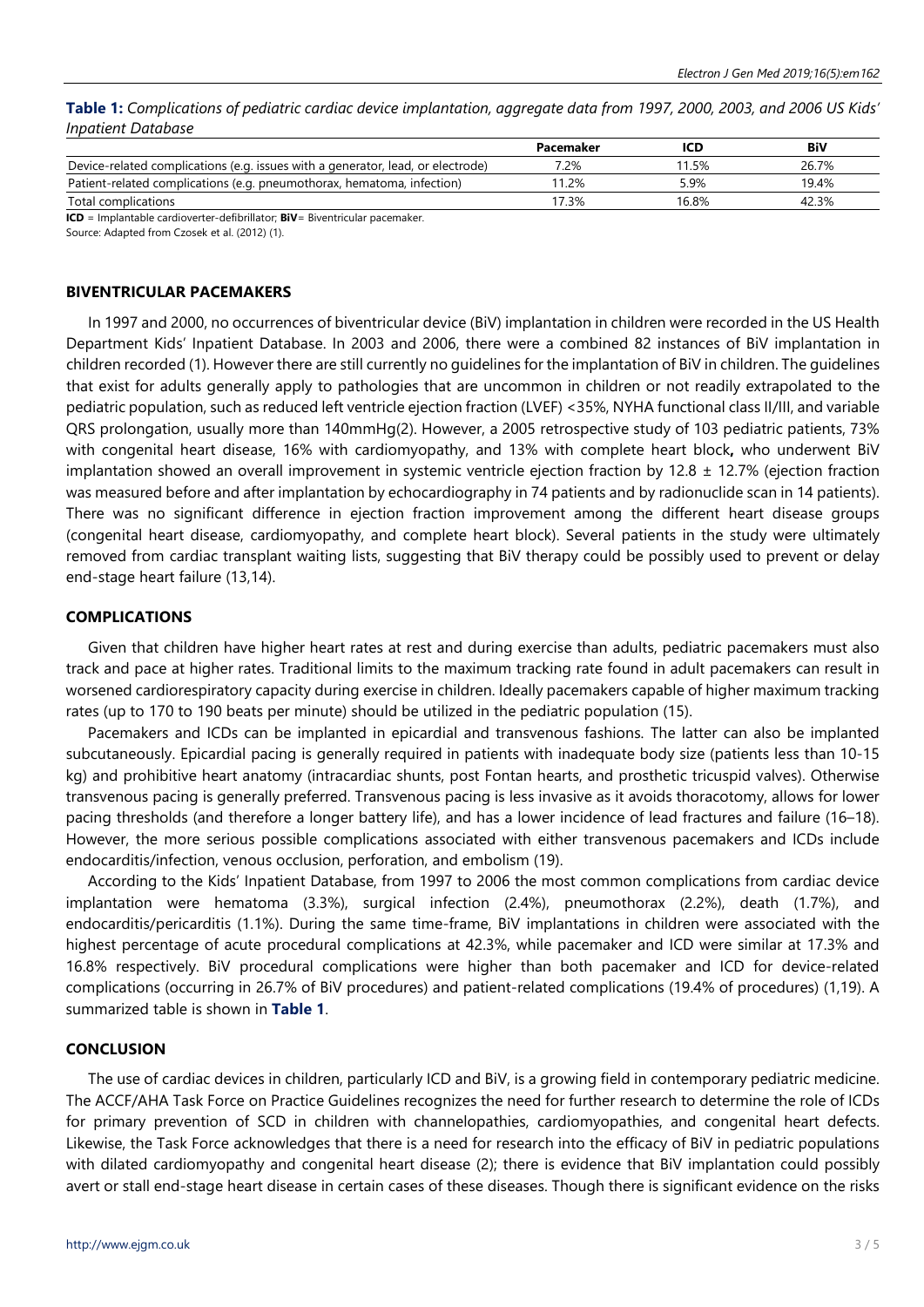**Table 1:** *Complications of pediatric cardiac device implantation, aggregate data from 1997, 2000, 2003, and 2006 US Kids' Inpatient Database*

| | Pacemaker | ICD | BiV |
|---|---|---|---|
| Device-related complications (e.g. issues with a generator, lead, or electrode) | 7.2% | 11.5% | 26.7% |
| Patient-related complications (e.g. pneumothorax, hematoma, infection) | 11.2% | 5.9% | 19.4% |
| Total complications | 17.3% | 16.8% | 42.3% |

**ICD** = Implantable cardioverter-defibrillator; **BiV**= Biventricular pacemaker.

Source: Adapted from Czosek et al. (2012) (1).

## BIVENTRICULAR PACEMAKERS

In 1997 and 2000, no occurrences of biventricular device (BiV) implantation in children were recorded in the US Health Department Kids' Inpatient Database. In 2003 and 2006, there were a combined 82 instances of BiV implantation in children recorded (1). However there are still currently no guidelines for the implantation of BiV in children. The guidelines that exist for adults generally apply to pathologies that are uncommon in children or not readily extrapolated to the pediatric population, such as reduced left ventricle ejection fraction (LVEF) <35%, NYHA functional class II/III, and variable QRS prolongation, usually more than 140mmHg(2). However, a 2005 retrospective study of 103 pediatric patients, 73% with congenital heart disease, 16% with cardiomyopathy, and 13% with complete heart block**,** who underwent BiV implantation showed an overall improvement in systemic ventricle ejection fraction by 12.8 ± 12.7% (ejection fraction was measured before and after implantation by echocardiography in 74 patients and by radionuclide scan in 14 patients). There was no significant difference in ejection fraction improvement among the different heart disease groups (congenital heart disease, cardiomyopathy, and complete heart block). Several patients in the study were ultimately removed from cardiac transplant waiting lists, suggesting that BiV therapy could be possibly used to prevent or delay end-stage heart failure (13,14).

## COMPLICATIONS

Given that children have higher heart rates at rest and during exercise than adults, pediatric pacemakers must also track and pace at higher rates. Traditional limits to the maximum tracking rate found in adult pacemakers can result in worsened cardiorespiratory capacity during exercise in children. Ideally pacemakers capable of higher maximum tracking rates (up to 170 to 190 beats per minute) should be utilized in the pediatric population (15).

Pacemakers and ICDs can be implanted in epicardial and transvenous fashions. The latter can also be implanted subcutaneously. Epicardial pacing is generally required in patients with inadequate body size (patients less than 10-15 kg) and prohibitive heart anatomy (intracardiac shunts, post Fontan hearts, and prosthetic tricuspid valves). Otherwise transvenous pacing is generally preferred. Transvenous pacing is less invasive as it avoids thoracotomy, allows for lower pacing thresholds (and therefore a longer battery life), and has a lower incidence of lead fractures and failure (16–18). However, the more serious possible complications associated with either transvenous pacemakers and ICDs include endocarditis/infection, venous occlusion, perforation, and embolism (19).

According to the Kids' Inpatient Database, from 1997 to 2006 the most common complications from cardiac device implantation were hematoma (3.3%), surgical infection (2.4%), pneumothorax (2.2%), death (1.7%), and endocarditis/pericarditis (1.1%). During the same time-frame, BiV implantations in children were associated with the highest percentage of acute procedural complications at 42.3%, while pacemaker and ICD were similar at 17.3% and 16.8% respectively. BiV procedural complications were higher than both pacemaker and ICD for device-related complications (occurring in 26.7% of BiV procedures) and patient-related complications (19.4% of procedures) (1,19). A summarized table is shown in **Table 1**.

## CONCLUSION

The use of cardiac devices in children, particularly ICD and BiV, is a growing field in contemporary pediatric medicine. The ACCF/AHA Task Force on Practice Guidelines recognizes the need for further research to determine the role of ICDs for primary prevention of SCD in children with channelopathies, cardiomyopathies, and congenital heart defects. Likewise, the Task Force acknowledges that there is a need for research into the efficacy of BiV in pediatric populations with dilated cardiomyopathy and congenital heart disease (2); there is evidence that BiV implantation could possibly avert or stall end-stage heart disease in certain cases of these diseases. Though there is significant evidence on the risks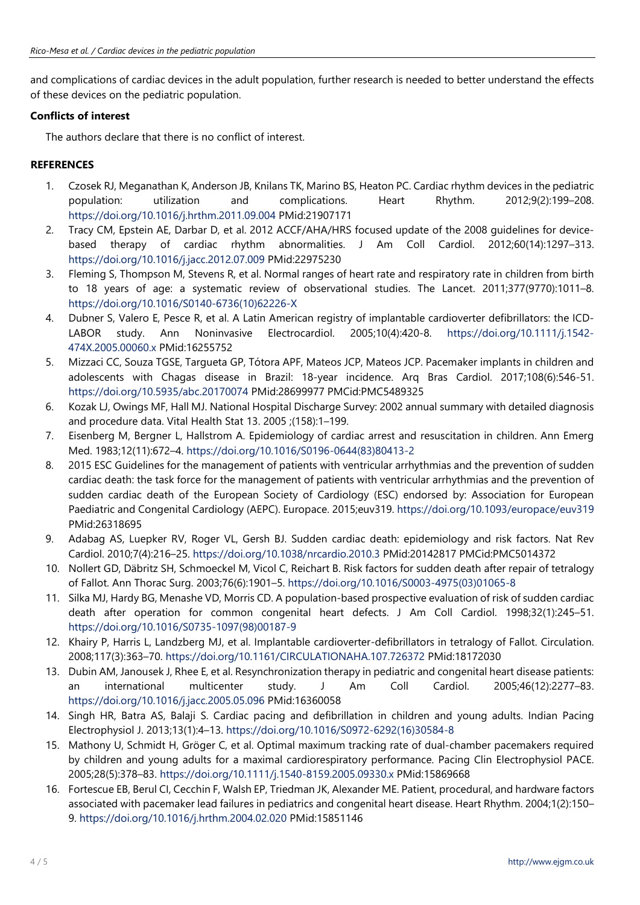and complications of cardiac devices in the adult population, further research is needed to better understand the effects of these devices on the pediatric population.

**Conflicts of interest**

The authors declare that there is no conflict of interest.

## REFERENCES

1. Czosek RJ, Meganathan K, Anderson JB, Knilans TK, Marino BS, Heaton PC. Cardiac rhythm devices in the pediatric population: utilization and complications. Heart Rhythm. 2012;9(2):199–208. https://doi.org/10.1016/j.hrthm.2011.09.004 PMid:21907171
2. Tracy CM, Epstein AE, Darbar D, et al. 2012 ACCF/AHA/HRS focused update of the 2008 guidelines for device-based therapy of cardiac rhythm abnormalities. J Am Coll Cardiol. 2012;60(14):1297–313. https://doi.org/10.1016/j.jacc.2012.07.009 PMid:22975230
3. Fleming S, Thompson M, Stevens R, et al. Normal ranges of heart rate and respiratory rate in children from birth to 18 years of age: a systematic review of observational studies. The Lancet. 2011;377(9770):1011–8. https://doi.org/10.1016/S0140-6736(10)62226-X
4. Dubner S, Valero E, Pesce R, et al. A Latin American registry of implantable cardioverter defibrillators: the ICD-LABOR study. Ann Noninvasive Electrocardiol. 2005;10(4):420-8. https://doi.org/10.1111/j.1542-474X.2005.00060.x PMid:16255752
5. Mizzaci CC, Souza TGSE, Targueta GP, Tótora APF, Mateos JCP, Mateos JCP. Pacemaker implants in children and adolescents with Chagas disease in Brazil: 18-year incidence. Arq Bras Cardiol. 2017;108(6):546-51. https://doi.org/10.5935/abc.20170074 PMid:28699977 PMCid:PMC5489325
6. Kozak LJ, Owings MF, Hall MJ. National Hospital Discharge Survey: 2002 annual summary with detailed diagnosis and procedure data. Vital Health Stat 13. 2005 ;(158):1–199.
7. Eisenberg M, Bergner L, Hallstrom A. Epidemiology of cardiac arrest and resuscitation in children. Ann Emerg Med. 1983;12(11):672–4. https://doi.org/10.1016/S0196-0644(83)80413-2
8. 2015 ESC Guidelines for the management of patients with ventricular arrhythmias and the prevention of sudden cardiac death: the task force for the management of patients with ventricular arrhythmias and the prevention of sudden cardiac death of the European Society of Cardiology (ESC) endorsed by: Association for European Paediatric and Congenital Cardiology (AEPC). Europace. 2015;euv319. https://doi.org/10.1093/europace/euv319 PMid:26318695
9. Adabag AS, Luepker RV, Roger VL, Gersh BJ. Sudden cardiac death: epidemiology and risk factors. Nat Rev Cardiol. 2010;7(4):216–25. https://doi.org/10.1038/nrcardio.2010.3 PMid:20142817 PMCid:PMC5014372
10. Nollert GD, Däbritz SH, Schmoeckel M, Vicol C, Reichart B. Risk factors for sudden death after repair of tetralogy of Fallot. Ann Thorac Surg. 2003;76(6):1901–5. https://doi.org/10.1016/S0003-4975(03)01065-8
11. Silka MJ, Hardy BG, Menashe VD, Morris CD. A population-based prospective evaluation of risk of sudden cardiac death after operation for common congenital heart defects. J Am Coll Cardiol. 1998;32(1):245–51. https://doi.org/10.1016/S0735-1097(98)00187-9
12. Khairy P, Harris L, Landzberg MJ, et al. Implantable cardioverter-defibrillators in tetralogy of Fallot. Circulation. 2008;117(3):363–70. https://doi.org/10.1161/CIRCULATIONAHA.107.726372 PMid:18172030
13. Dubin AM, Janousek J, Rhee E, et al. Resynchronization therapy in pediatric and congenital heart disease patients: an international multicenter study. J Am Coll Cardiol. 2005;46(12):2277–83. https://doi.org/10.1016/j.jacc.2005.05.096 PMid:16360058
14. Singh HR, Batra AS, Balaji S. Cardiac pacing and defibrillation in children and young adults. Indian Pacing Electrophysiol J. 2013;13(1):4–13. https://doi.org/10.1016/S0972-6292(16)30584-8
15. Mathony U, Schmidt H, Gröger C, et al. Optimal maximum tracking rate of dual-chamber pacemakers required by children and young adults for a maximal cardiorespiratory performance. Pacing Clin Electrophysiol PACE. 2005;28(5):378–83. https://doi.org/10.1111/j.1540-8159.2005.09330.x PMid:15869668
16. Fortescue EB, Berul CI, Cecchin F, Walsh EP, Triedman JK, Alexander ME. Patient, procedural, and hardware factors associated with pacemaker lead failures in pediatrics and congenital heart disease. Heart Rhythm. 2004;1(2):150–9. https://doi.org/10.1016/j.hrthm.2004.02.020 PMid:15851146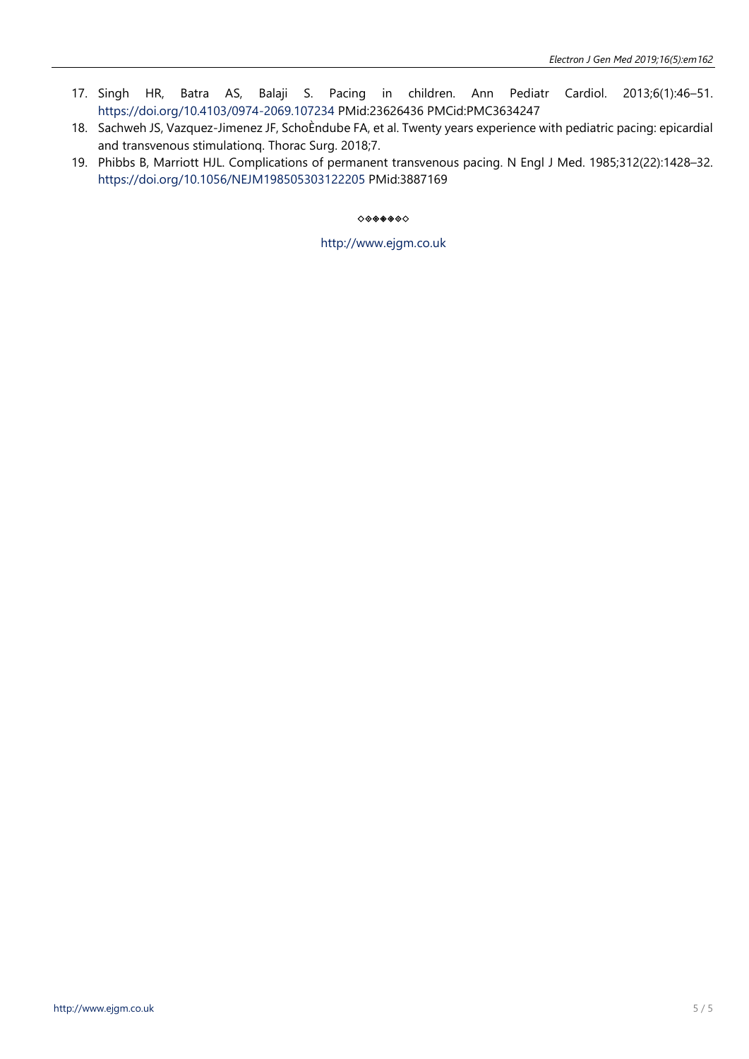17. Singh HR, Batra AS, Balaji S. Pacing in children. Ann Pediatr Cardiol. 2013;6(1):46–51. https://doi.org/10.4103/0974-2069.107234 PMid:23626436 PMCid:PMC3634247
18. Sachweh JS, Vazquez-Jimenez JF, SchoÈndube FA, et al. Twenty years experience with pediatric pacing: epicardial and transvenous stimulationq. Thorac Surg. 2018;7.
19. Phibbs B, Marriott HJL. Complications of permanent transvenous pacing. N Engl J Med. 1985;312(22):1428–32. https://doi.org/10.1056/NEJM198505303122205 PMid:3887169

http://www.ejgm.co.uk